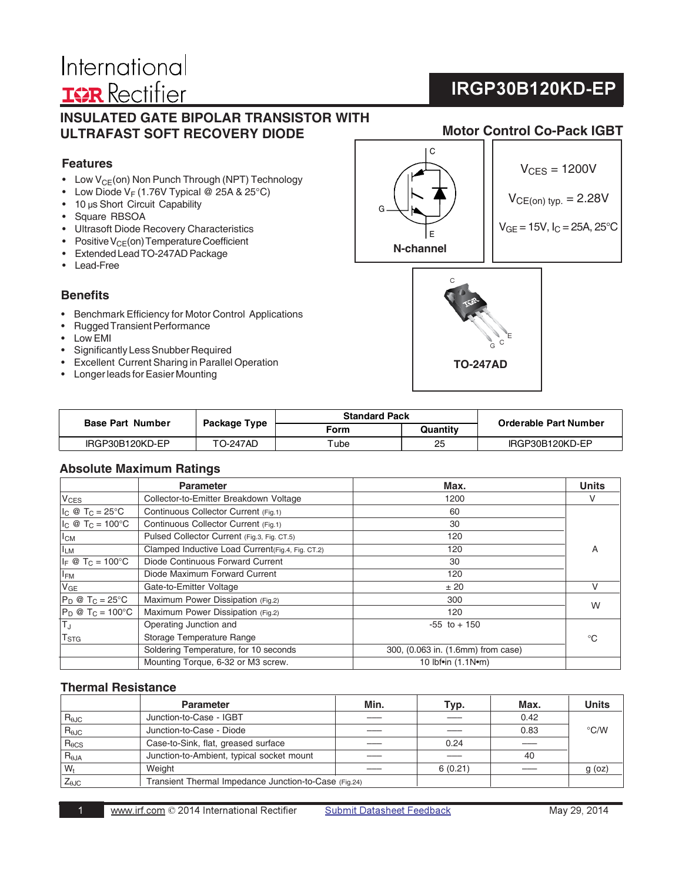International
IOR Rectifier

# IRGP30B120KD-EP

## INSULATED GATE BIPOLAR TRANSISTOR WITH ULTRAFAST SOFT RECOVERY DIODE

### Motor Control Co-Pack IGBT

### Features

- Low $V_{CE}$(on) Non Punch Through (NPT) Technology
- Low Diode $V_F$ (1.76V Typical @ 25A & 25°C)
- 10 µs Short Circuit Capability
- Square RBSOA
- Ultrasoft Diode Recovery Characteristics
- Positive $V_{CE}$(on) Temperature Coefficient
- Extended Lead TO-247AD Package
- Lead-Free

C
G
E
N-channel

$V_{CES}$ = 1200V

$V_{CE(on)\ typ.}$ = 2.28V

$V_{GE}$ = 15V, $I_C$ = 25A, 25°C

### Benefits

- Benchmark Efficiency for Motor Control Applications
- Rugged Transient Performance
- Low EMI
- Significantly Less Snubber Required
- Excellent Current Sharing in Parallel Operation
- Longer leads for Easier Mounting

C
G C E
TO-247AD

| Base Part Number | Package Type | Standard Pack | | Orderable Part Number |
|---|---|---|---|---|
| | | Form | Quantity | |
| IRGP30B120KD-EP | TO-247AD | Tube | 25 | IRGP30B120KD-EP |

## Absolute Maximum Ratings

| | Parameter | Max. | Units |
|---|---|---|---|
| $V_{CES}$ | Collector-to-Emitter Breakdown Voltage | 1200 | V |
| $I_C$ @ $T_C$ = 25°C | Continuous Collector Current (Fig.1) | 60 | A |
| $I_C$ @ $T_C$ = 100°C | Continuous Collector Current (Fig.1) | 30 | |
| $I_{CM}$ | Pulsed Collector Current (Fig.3, Fig. CT.5) | 120 | |
| $I_{LM}$ | Clamped Inductive Load Current(Fig.4, Fig. CT.2) | 120 | |
| $I_F$ @ $T_C$ = 100°C | Diode Continuous Forward Current | 30 | |
| $I_{FM}$ | Diode Maximum Forward Current | 120 | |
| $V_{GE}$ | Gate-to-Emitter Voltage | ± 20 | V |
| $P_D$ @ $T_C$ = 25°C | Maximum Power Dissipation (Fig.2) | 300 | W |
| $P_D$ @ $T_C$ = 100°C | Maximum Power Dissipation (Fig.2) | 120 | |
| $T_J$<br>$T_{STG}$ | Operating Junction and<br>Storage Temperature Range | -55 to + 150 | °C |
| | Soldering Temperature, for 10 seconds | 300, (0.063 in. (1.6mm) from case) | |
| | Mounting Torque, 6-32 or M3 screw. | 10 lbf•in (1.1N•m) | |

## Thermal Resistance

| | Parameter | Min. | Typ. | Max. | Units |
|---|---|---|---|---|---|
| $R_{\theta JC}$ | Junction-to-Case - IGBT | —— | —— | 0.42 | °C/W |
| $R_{\theta JC}$ | Junction-to-Case - Diode | —— | —— | 0.83 | |
| $R_{\theta CS}$ | Case-to-Sink, flat, greased surface | —— | 0.24 | —— | |
| $R_{\theta JA}$ | Junction-to-Ambient, typical socket mount | —— | —— | 40 | |
| $W_t$ | Weight | —— | 6 (0.21) | —— | g (oz) |
| $Z_{\theta JC}$ | Transient Thermal Impedance Junction-to-Case (Fig.24) | | | | |

www.irf.com © 2014 International Rectifier    Submit Datasheet Feedback    May 29, 2014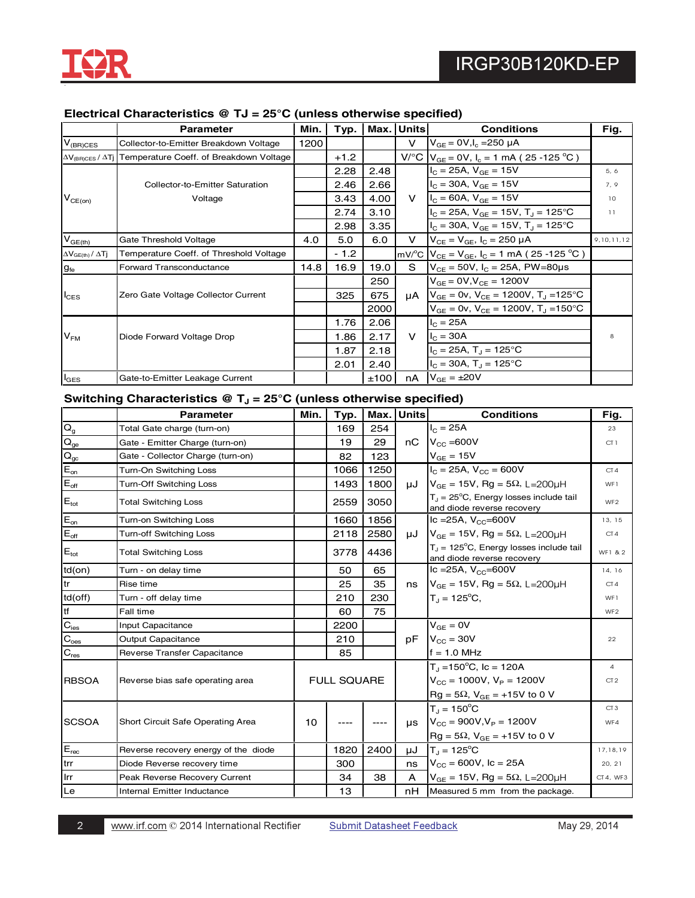## Electrical Characteristics @ TJ = 25°C (unless otherwise specified)

| | Parameter | Min. | Typ. | Max. | Units | Conditions | Fig. |
|---|---|---|---|---|---|---|---|
| $V_{(BR)CES}$ | Collector-to-Emitter Breakdown Voltage | 1200 | | | V | $V_{GE}$ = 0V, $I_c$ = 250 µA | |
| $\Delta V_{(BR)CES} / \Delta T_J$ | Temperature Coeff. of Breakdown Voltage | | +1.2 | | V/°C | $V_{GE}$ = 0V, $I_c$ = 1 mA ( 25 -125 °C ) | |
| $V_{CE(on)}$ | Collector-to-Emitter Saturation Voltage | | 2.28 | 2.48 | V | $I_C$ = 25A, $V_{GE}$ = 15V | 5, 6 |
| | | | 2.46 | 2.66 | | $I_C$ = 30A, $V_{GE}$ = 15V | 7, 9 |
| | | | 3.43 | 4.00 | | $I_C$ = 60A, $V_{GE}$ = 15V | 10 |
| | | | 2.74 | 3.10 | | $I_C$ = 25A, $V_{GE}$ = 15V, $T_J$ = 125°C | 11 |
| | | | 2.98 | 3.35 | | $I_C$ = 30A, $V_{GE}$ = 15V, $T_J$ = 125°C | |
| $V_{GE(th)}$ | Gate Threshold Voltage | 4.0 | 5.0 | 6.0 | V | $V_{CE}$ = $V_{GE}$, $I_C$ = 250 µA | 9,10,11,12 |
| $\Delta V_{GE(th)} / \Delta T_J$ | Temperature Coeff. of Threshold Voltage | | - 1.2 | | mV/°C | $V_{CE}$ = $V_{GE}$, $I_C$ = 1 mA ( 25 -125 °C ) | |
| $g_{fe}$ | Forward Transconductance | 14.8 | 16.9 | 19.0 | S | $V_{CE}$ = 50V, $I_C$ = 25A, PW=80µs | |
| $I_{CES}$ | Zero Gate Voltage Collector Current | | | 250 | µA | $V_{GE}$ = 0V, $V_{CE}$ = 1200V | |
| | | | 325 | 675 | | $V_{GE}$ = 0v, $V_{CE}$ = 1200V, $T_J$ = 125°C | |
| | | | | 2000 | | $V_{GE}$ = 0v, $V_{CE}$ = 1200V, $T_J$ = 150°C | |
| $V_{FM}$ | Diode Forward Voltage Drop | | 1.76 | 2.06 | V | $I_C$ = 25A | 8 |
| | | | 1.86 | 2.17 | | $I_C$ = 30A | |
| | | | 1.87 | 2.18 | | $I_C$ = 25A, $T_J$ = 125°C | |
| | | | 2.01 | 2.40 | | $I_C$ = 30A, $T_J$ = 125°C | |
| $I_{GES}$ | Gate-to-Emitter Leakage Current | | | ±100 | nA | $V_{GE}$ = ±20V | |

## Switching Characteristics @ $T_J$ = 25°C (unless otherwise specified)

| | Parameter | Min. | Typ. | Max. | Units | Conditions | Fig. |
|---|---|---|---|---|---|---|---|
| $Q_g$ | Total Gate charge (turn-on) | | 169 | 254 | nC | $I_C$ = 25A | 23 |
| $Q_{ge}$ | Gate - Emitter Charge (turn-on) | | 19 | 29 | | $V_{CC}$ = 600V | CT1 |
| $Q_{gc}$ | Gate - Collector Charge (turn-on) | | 82 | 123 | | $V_{GE}$ = 15V | |
| $E_{on}$ | Turn-On Switching Loss | | 1066 | 1250 | µJ | $I_C$ = 25A, $V_{CC}$ = 600V | CT4 |
| $E_{off}$ | Turn-Off Switching Loss | | 1493 | 1800 | | $V_{GE}$ = 15V, Rg = 5Ω, L=200µH | WF1 |
| $E_{tot}$ | Total Switching Loss | | 2559 | 3050 | | $T_J$ = 25°C, Energy losses include tail and diode reverse recovery | WF2 |
| $E_{on}$ | Turn-on Switching Loss | | 1660 | 1856 | µJ | Ic = 25A, $V_{CC}$ = 600V | 13, 15 |
| $E_{off}$ | Turn-off Switching Loss | | 2118 | 2580 | | $V_{GE}$ = 15V, Rg = 5Ω, L=200µH | CT4 |
| $E_{tot}$ | Total Switching Loss | | 3778 | 4436 | | $T_J$ = 125°C, Energy losses include tail and diode reverse recovery | WF1 & 2 |
| td(on) | Turn - on delay time | | 50 | 65 | ns | Ic = 25A, $V_{CC}$ = 600V | 14, 16 |
| tr | Rise time | | 25 | 35 | | $V_{GE}$ = 15V, Rg = 5Ω, L=200µH | CT4 |
| td(off) | Turn - off delay time | | 210 | 230 | | $T_J$ = 125°C, | WF1 |
| tf | Fall time | | 60 | 75 | | | WF2 |
| $C_{ies}$ | Input Capacitance | | 2200 | | pF | $V_{GE}$ = 0V | |
| $C_{oes}$ | Output Capacitance | | 210 | | | $V_{CC}$ = 30V | 22 |
| $C_{res}$ | Reverse Transfer Capacitance | | 85 | | | f = 1.0 MHz | |
| RBSOA | Reverse bias safe operating area | FULL SQUARE | | | | $T_J$ = 150°C, Ic = 120A; $V_{CC}$ = 1000V, $V_P$ = 1200V; Rg = 5Ω, $V_{GE}$ = +15V to 0 V | 4, CT2 |
| SCSOA | Short Circuit Safe Operating Area | 10 | ---- | ---- | µs | $T_J$ = 150°C; $V_{CC}$ = 900V, $V_P$ = 1200V; Rg = 5Ω, $V_{GE}$ = +15V to 0 V | CT3, WF4 |
| $E_{rec}$ | Reverse recovery energy of the diode | | 1820 | 2400 | µJ | $T_J$ = 125°C | 17,18,19 |
| trr | Diode Reverse recovery time | | 300 | | ns | $V_{CC}$ = 600V, Ic = 25A | 20, 21 |
| Irr | Peak Reverse Recovery Current | | 34 | 38 | A | $V_{GE}$ = 15V, Rg = 5Ω, L=200µH | CT4, WF3 |
| Le | Internal Emitter Inductance | | 13 | | nH | Measured 5 mm from the package. | |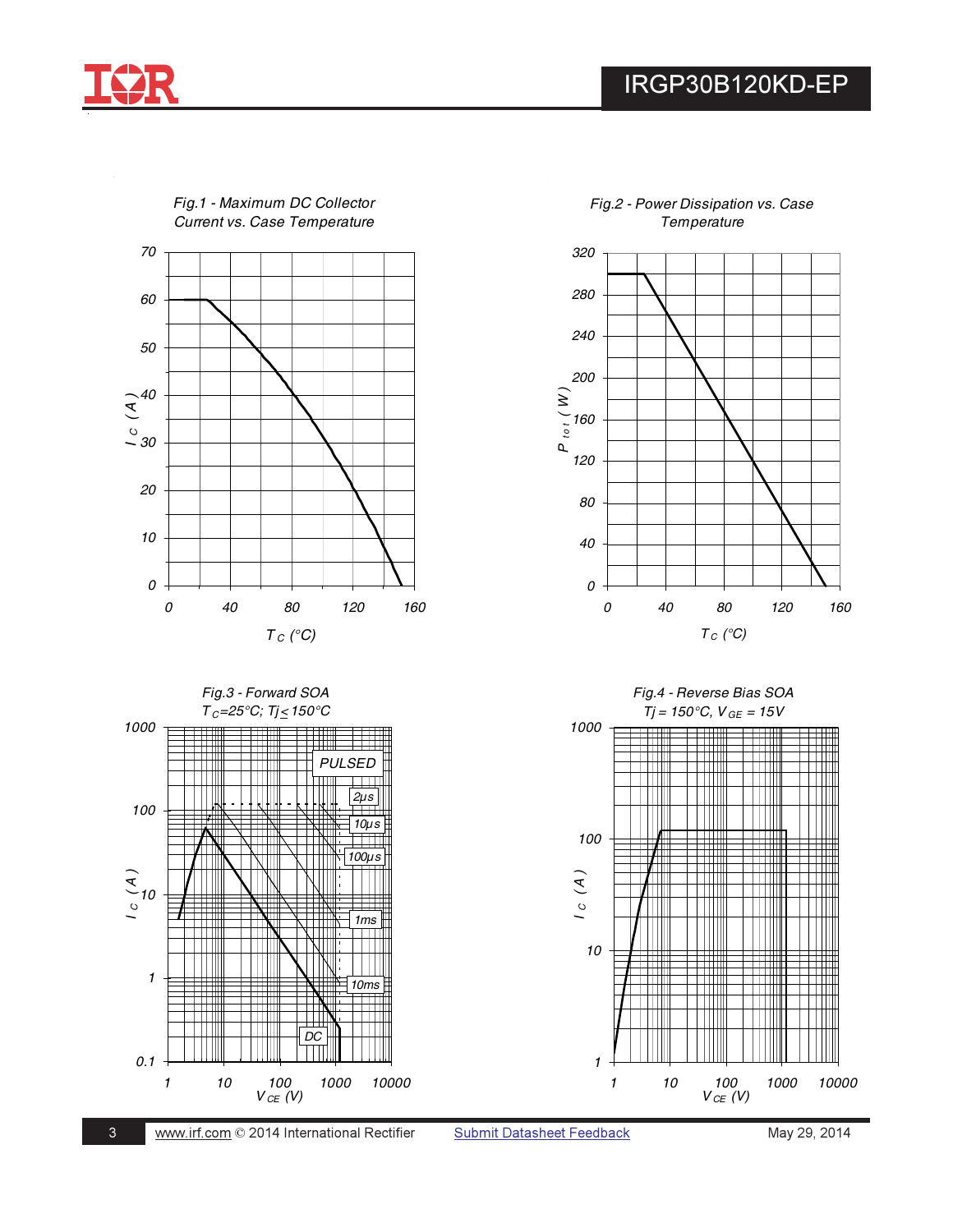Fig.1 - Maximum DC Collector Current vs. Case Temperature

Fig.2 - Power Dissipation vs. Case Temperature

Fig.3 - Forward SOA
$T_C$=25°C; $T_j \leq$ 150°C

Fig.4 - Reverse Bias SOA
$T_j$ = 150°C, $V_{GE}$ = 15V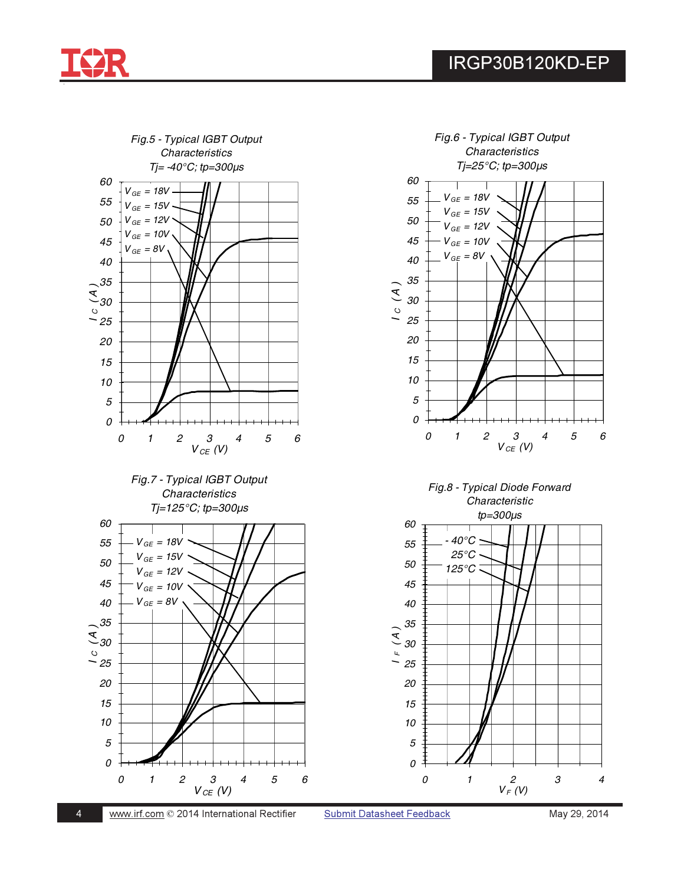Fig.5 - Typical IGBT Output Characteristics
$T_j$= -40°C; tp=300µs

$V_{GE}$ = 18V
$V_{GE}$ = 15V
$V_{GE}$ = 12V
$V_{GE}$ = 10V
$V_{GE}$ = 8V

$I_C$ (A)

$V_{CE}$ (V)

Fig.6 - Typical IGBT Output Characteristics
$T_j$=25°C; tp=300µs

$V_{GE}$ = 18V
$V_{GE}$ = 15V
$V_{GE}$ = 12V
$V_{GE}$ = 10V
$V_{GE}$ = 8V

$I_C$ (A)

$V_{CE}$ (V)

Fig.7 - Typical IGBT Output Characteristics
$T_j$=125°C; tp=300µs

$V_{GE}$ = 18V
$V_{GE}$ = 15V
$V_{GE}$ = 12V
$V_{GE}$ = 10V
$V_{GE}$ = 8V

$I_C$ (A)

$V_{CE}$ (V)

Fig.8 - Typical Diode Forward Characteristic
tp=300µs

- 40°C
25°C
125°C

$I_F$ (A)

$V_F$ (V)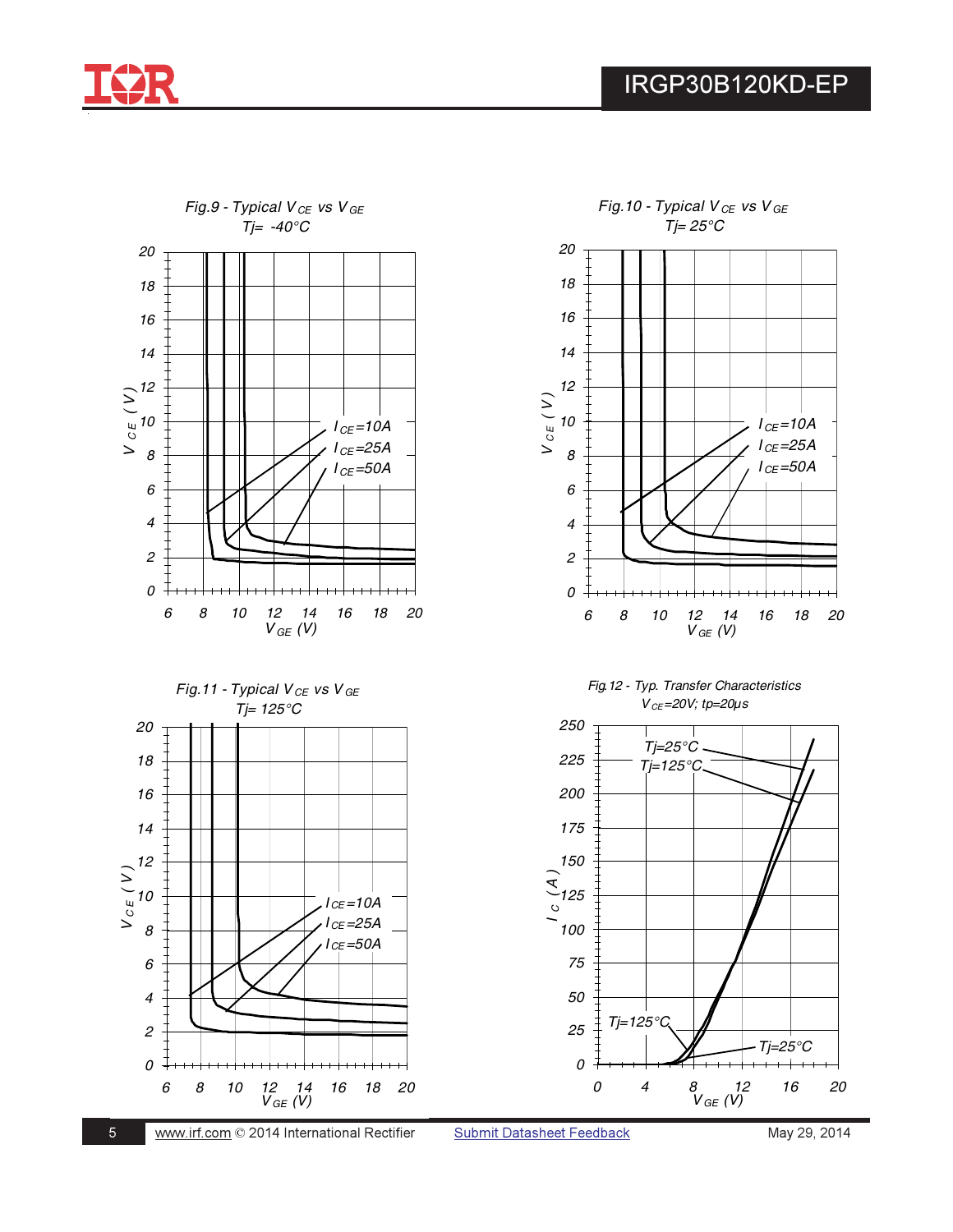Fig.9 - Typical $V_{CE}$ vs $V_{GE}$
$T_j = -40°C$

Fig.10 - Typical $V_{CE}$ vs $V_{GE}$
$T_j = 25°C$

Fig.11 - Typical $V_{CE}$ vs $V_{GE}$
$T_j = 125°C$

Fig.12 - Typ. Transfer Characteristics
$V_{CE} = 20V$; $tp = 20\mu s$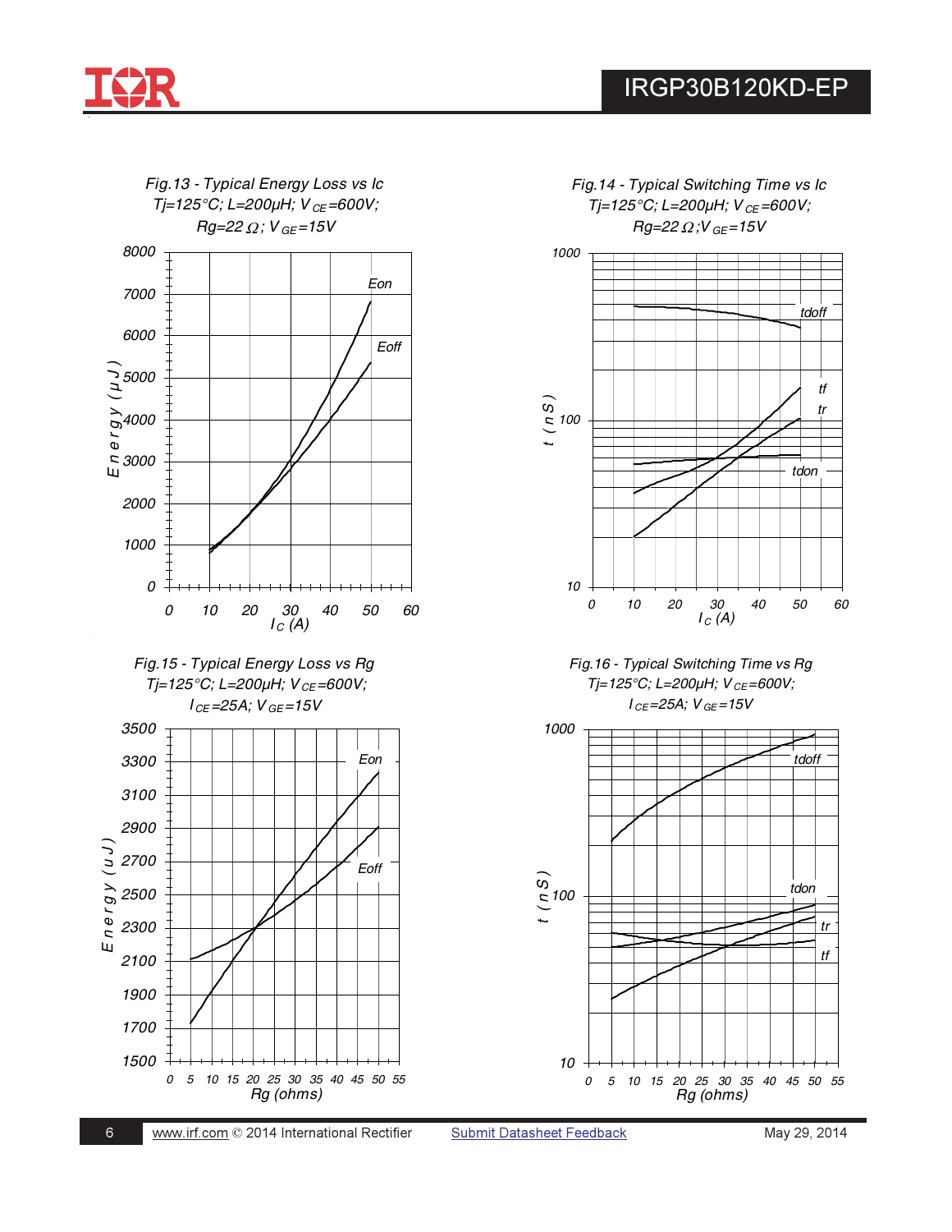Fig.13 - Typical Energy Loss vs Ic
$T_j$=125°C; L=200µH; $V_{CE}$=600V; Rg=22 Ω; $V_{GE}$=15V

Fig.14 - Typical Switching Time vs Ic
$T_j$=125°C; L=200µH; $V_{CE}$=600V; Rg=22 Ω; $V_{GE}$=15V

Fig.15 - Typical Energy Loss vs Rg
$T_j$=125°C; L=200µH; $V_{CE}$=600V; $I_{CE}$=25A; $V_{GE}$=15V

Fig.16 - Typical Switching Time vs Rg
$T_j$=125°C; L=200µH; $V_{CE}$=600V; $I_{CE}$=25A; $V_{GE}$=15V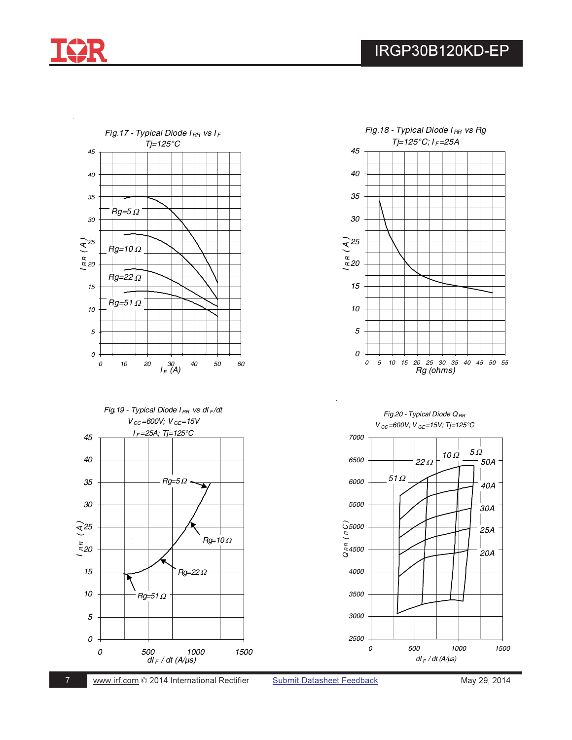Fig.17 - Typical Diode $I_{RR}$ vs $I_F$
$T_j$=125°C

Fig.18 - Typical Diode $I_{RR}$ vs Rg
$T_j$=125°C; $I_F$=25A

Fig.19 - Typical Diode $I_{RR}$ vs $dI_F/dt$
$V_{CC}$=600V; $V_{GE}$=15V
$I_F$=25A; $T_j$=125°C

Fig.20 - Typical Diode $Q_{RR}$
$V_{CC}$=600V; $V_{GE}$=15V; $T_j$=125°C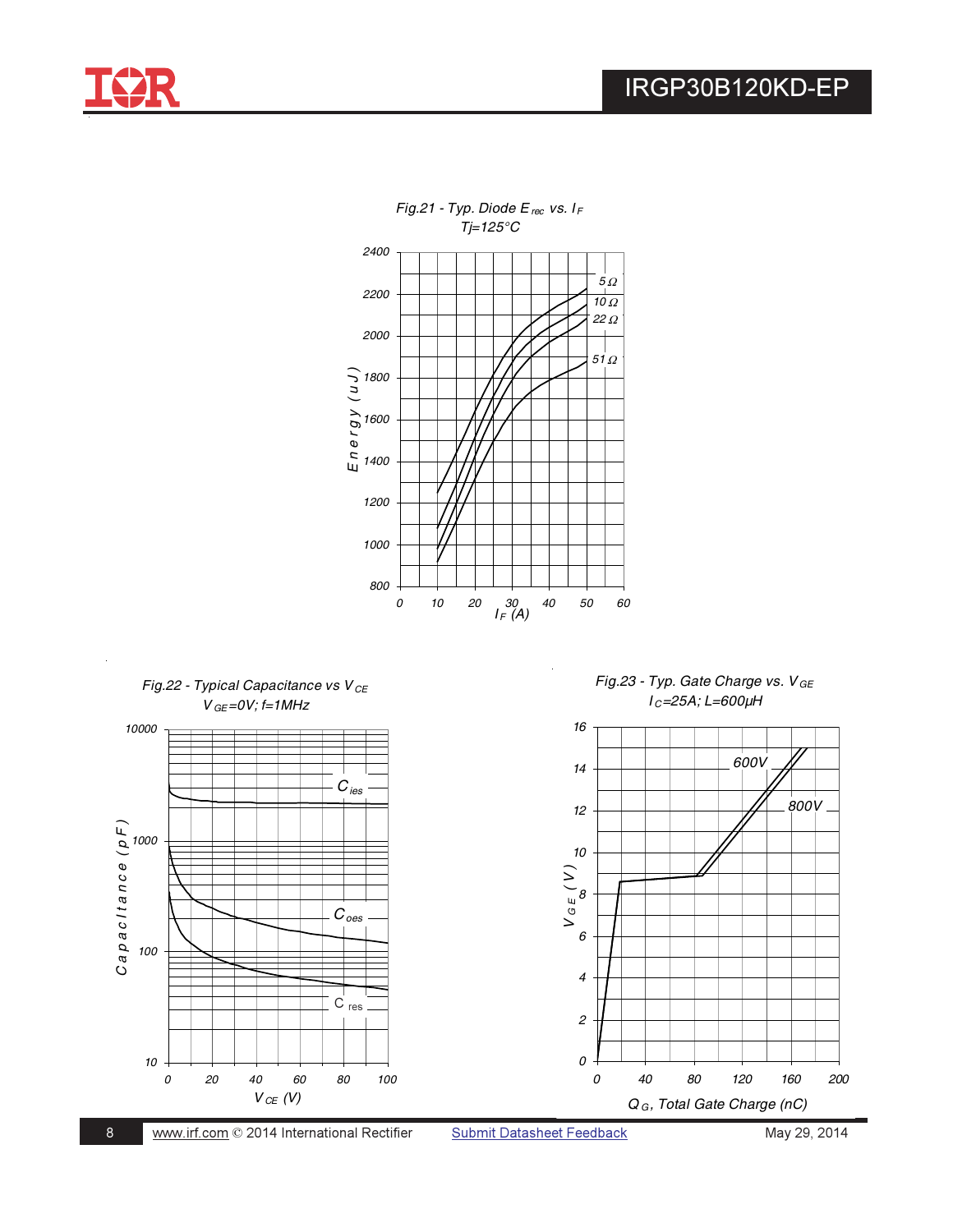Fig.21 - Typ. Diode $E_{rec}$ vs. $I_F$

$T_j$=125°C

Energy (uJ): 800, 1000, 1200, 1400, 1600, 1800, 2000, 2200, 2400

$I_F$ (A): 0, 10, 20, 30, 40, 50, 60

5 Ω, 10 Ω, 22 Ω, 51 Ω

Fig.22 - Typical Capacitance vs $V_{CE}$

$V_{GE}$=0V; f=1MHz

Capacitance (pF): 10, 100, 1000, 10000

$V_{CE}$ (V): 0, 20, 40, 60, 80, 100

$C_{ies}$, $C_{oes}$, $C_{res}$

Fig.23 - Typ. Gate Charge vs. $V_{GE}$

$I_C$=25A; L=600μH

$V_{GE}$ (V): 0, 2, 4, 6, 8, 10, 12, 14, 16

$Q_G$, Total Gate Charge (nC): 0, 40, 80, 120, 160, 200

600V, 800V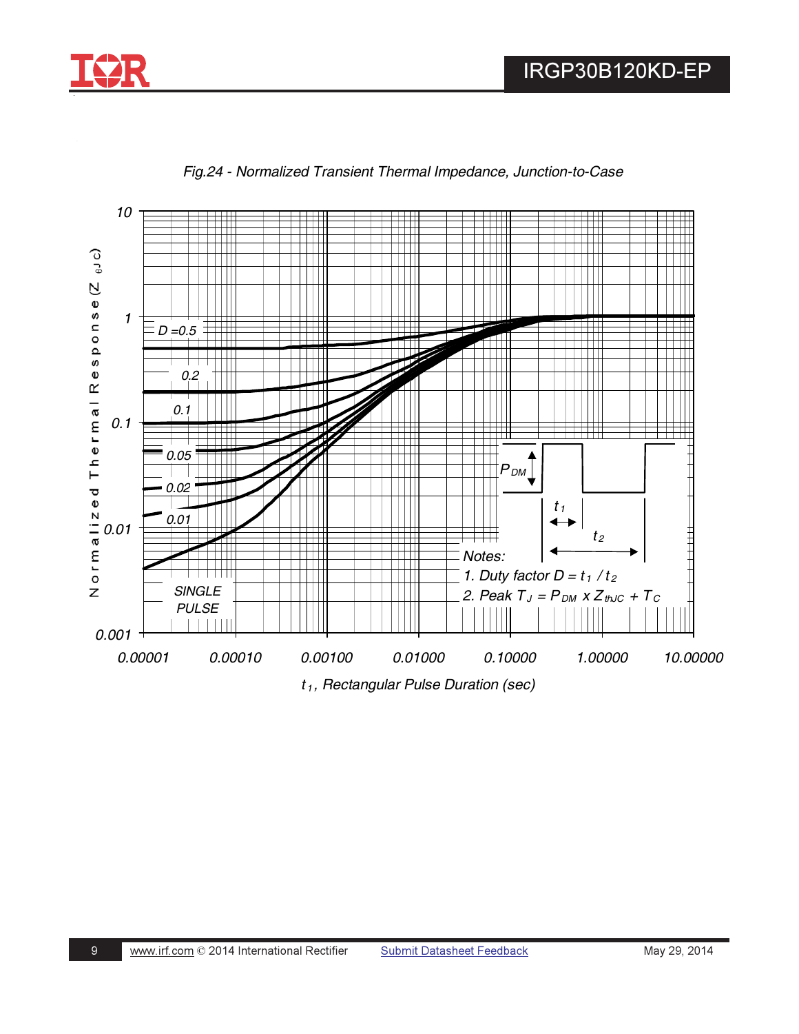Fig.24 - Normalized Transient Thermal Impedance, Junction-to-Case

Normalized Thermal Response ($Z_{\theta JC}$)

D = 0.5, 0.2, 0.1, 0.05, 0.02, 0.01, SINGLE PULSE

$t_1$, Rectangular Pulse Duration (sec)

Notes:

1. Duty factor $D = t_1 / t_2$
2. Peak $T_J = P_{DM} \times Z_{thJC} + T_C$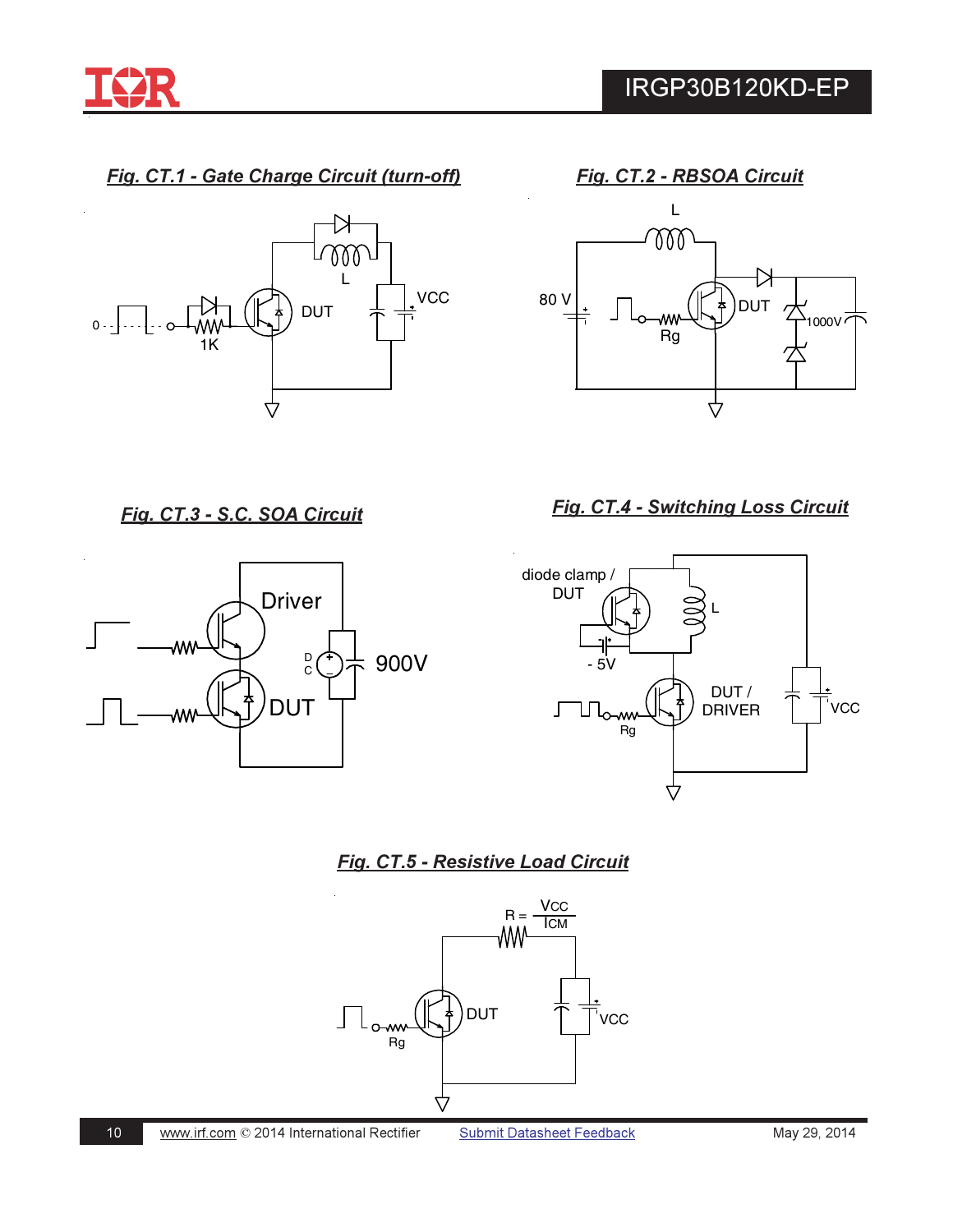## Fig. CT.1 - Gate Charge Circuit (turn-off)

L

DUT

VCC

0

1K

## Fig. CT.2 - RBSOA Circuit

L

80 V

DUT

Rg

1000V

## Fig. CT.3 - S.C. SOA Circuit

Driver

DUT

DC

900V

## Fig. CT.4 - Switching Loss Circuit

diode clamp / DUT

L

- 5V

DUT / DRIVER

Rg

VCC

## Fig. CT.5 - Resistive Load Circuit

$R = \frac{V_{CC}}{I_{CM}}$

DUT

Rg

VCC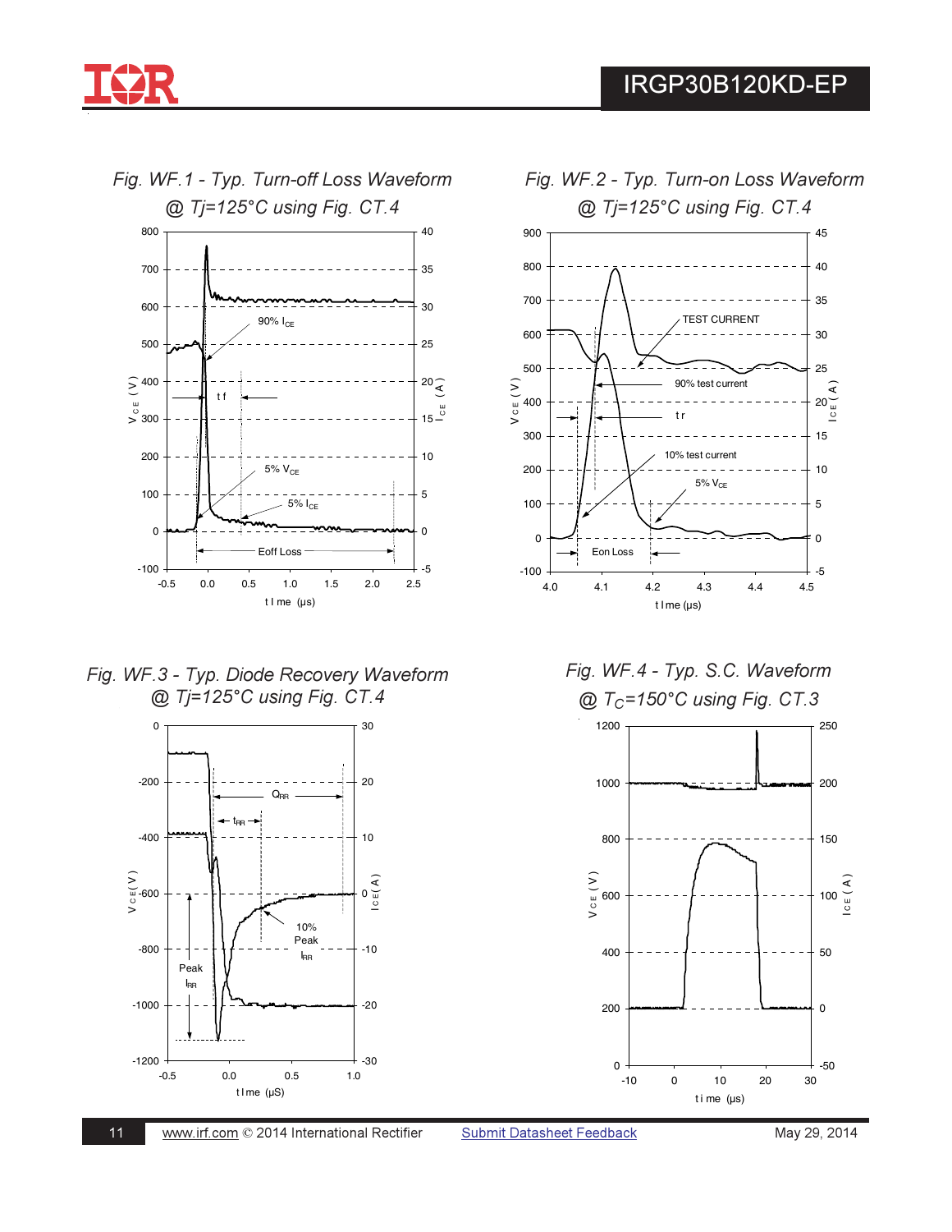Fig. WF.1 - Typ. Turn-off Loss Waveform @ Tj=125°C using Fig. CT.4

Fig. WF.2 - Typ. Turn-on Loss Waveform @ Tj=125°C using Fig. CT.4

Fig. WF.3 - Typ. Diode Recovery Waveform @ Tj=125°C using Fig. CT.4

Fig. WF.4 - Typ. S.C. Waveform @ $T_C$=150°C using Fig. CT.3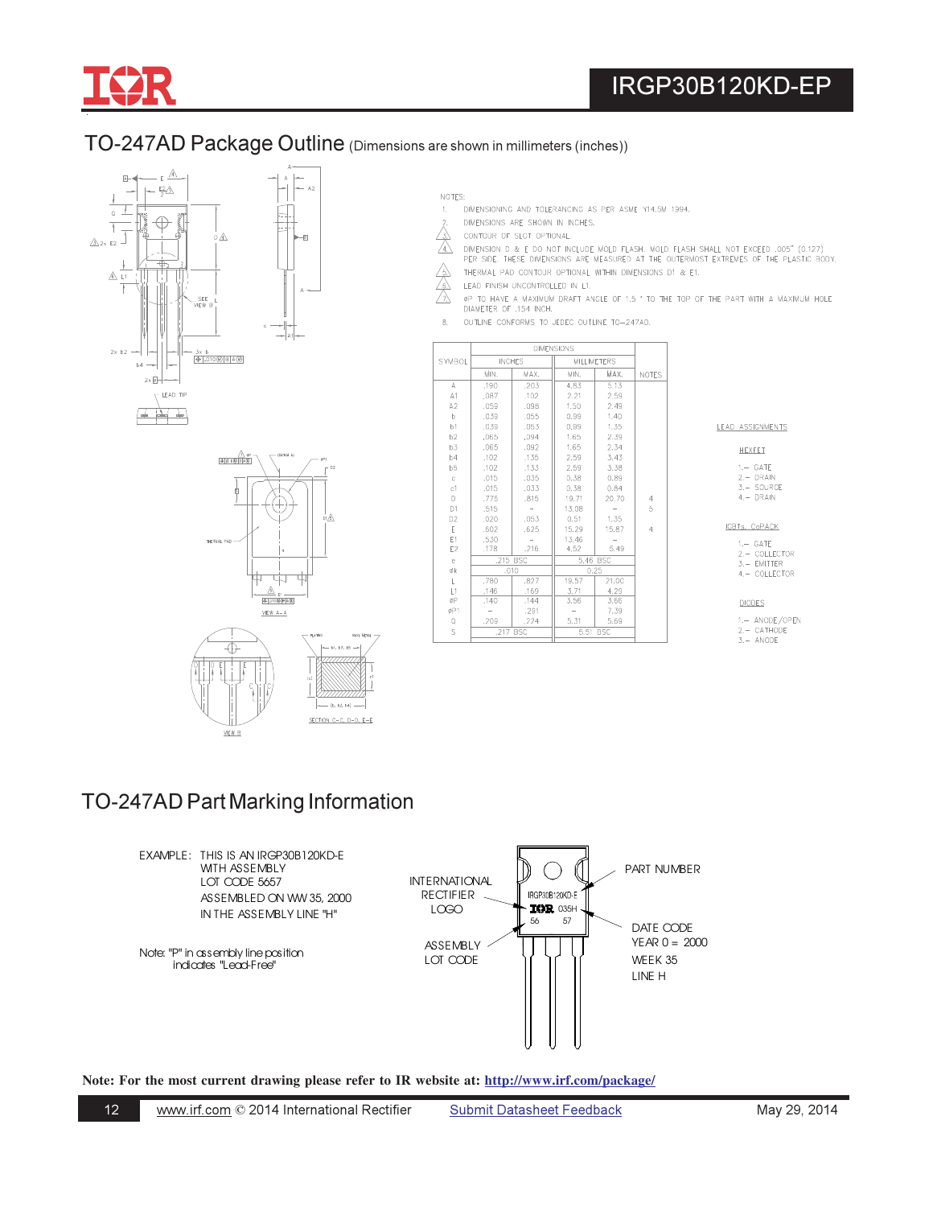## TO-247AD Package Outline (Dimensions are shown in millimeters (inches))

NOTES:

1. DIMENSIONING AND TOLERANCING AS PER ASME Y14.5M 1994.
2. DIMENSIONS ARE SHOWN IN INCHES.
3. CONTOUR OF SLOT OPTIONAL.
4. DIMENSION D & E DO NOT INCLUDE MOLD FLASH. MOLD FLASH SHALL NOT EXCEED .005" (0.127) PER SIDE. THESE DIMENSIONS ARE MEASURED AT THE OUTERMOST EXTREMES OF THE PLASTIC BODY.
5. THERMAL PAD CONTOUR OPTIONAL WITHIN DIMENSIONS D1 & E1.
6. LEAD FINISH UNCONTROLLED IN L1.
7. øP TO HAVE A MAXIMUM DRAFT ANGLE OF 1.5 ° TO THE TOP OF THE PART WITH A MAXIMUM HOLE DIAMETER OF .154 INCH.
8. OUTLINE CONFORMS TO JEDEC OUTLINE TO-247AD.

| SYMBOL | DIMENSIONS | | | | NOTES |
|---|---|---|---|---|---|
| | INCHES | | MILLIMETERS | | |
| | MIN. | MAX. | MIN. | MAX. | |
| A | .190 | .203 | 4.83 | 5.13 | |
| A1 | .087 | .102 | 2.21 | 2.59 | |
| A2 | .059 | .098 | 1.50 | 2.49 | |
| b | .039 | .055 | 0.99 | 1.40 | |
| b1 | .039 | .053 | 0.99 | 1.35 | |
| b2 | .065 | .094 | 1.65 | 2.39 | |
| b3 | .065 | .092 | 1.65 | 2.34 | |
| b4 | .102 | .135 | 2.59 | 3.43 | |
| b5 | .102 | .133 | 2.59 | 3.38 | |
| c | .015 | .035 | 0.38 | 0.89 | |
| c1 | .015 | .033 | 0.38 | 0.84 | |
| D | .776 | .815 | 19.71 | 20.70 | 4 |
| D1 | .515 | - | 13.08 | - | 5 |
| D2 | .020 | .053 | 0.51 | 1.35 | |
| E | .602 | .625 | 15.29 | 15.87 | 4 |
| E1 | .530 | - | 13.46 | - | |
| E2 | .178 | .216 | 4.52 | 5.49 | |
| e | .215 BSC | | 5.46 BSC | | |
| øk | .010 | | 0.25 | | |
| L | .780 | .827 | 19.57 | 21.00 | |
| L1 | .146 | .169 | 3.71 | 4.29 | |
| øP | .140 | .144 | 3.56 | 3.66 | |
| øP1 | - | .291 | - | 7.39 | |
| Q | .209 | .224 | 5.31 | 5.69 | |
| S | .217 BSC | | 5.51 BSC | | |

LEAD ASSIGNMENTS

HEXFET
1.- GATE
2.- DRAIN
3.- SOURCE
4.- DRAIN

IGBTs, CoPACK
1.- GATE
2.- COLLECTOR
3.- EMITTER
4.- COLLECTOR

DIODES
1.- ANODE/OPEN
2.- CATHODE
3.- ANODE

## TO-247AD Part Marking Information

EXAMPLE: THIS IS AN IRGP30B120KD-E WITH ASSEMBLY LOT CODE 5657 ASSEMBLED ON WW 35, 2000 IN THE ASSEMBLY LINE "H"

Note: "P" in assembly line position indicates "Lead-Free"

INTERNATIONAL RECTIFIER LOGO

ASSEMBLY LOT CODE

PART NUMBER

DATE CODE
YEAR 0 = 2000
WEEK 35
LINE H

**Note: For the most current drawing please refer to IR website at: http://www.irf.com/package/**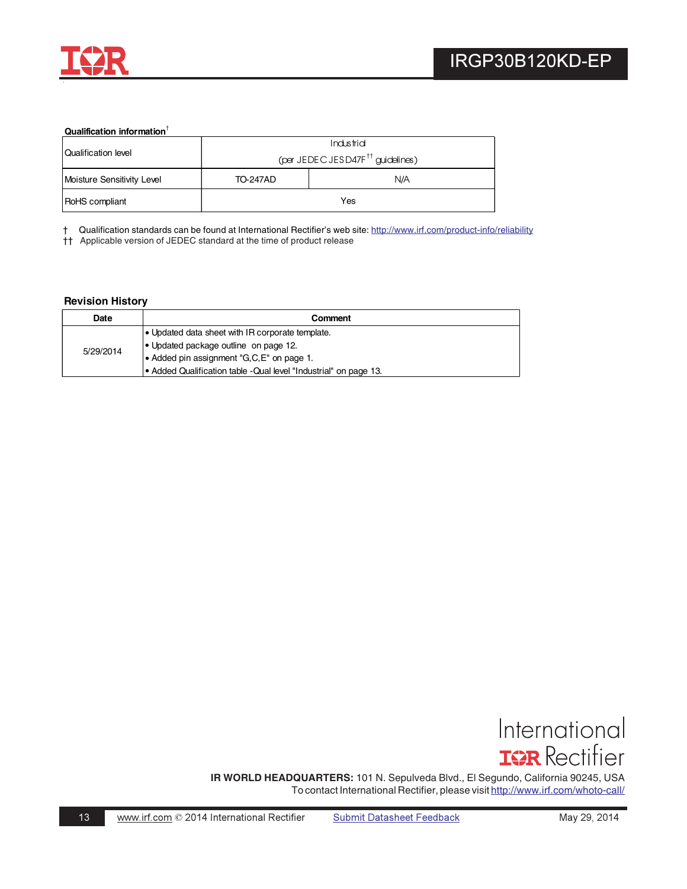**Qualification information**†

| | | |
|---|---|---|
| Qualification level | Industrial (per JEDEC JESD47F†† guidelines) | |
| Moisture Sensitivity Level | TO-247AD | N/A |
| RoHS compliant | Yes | |

† Qualification standards can be found at International Rectifier's web site: http://www.irf.com/product-info/reliability
†† Applicable version of JEDEC standard at the time of product release

## Revision History

| Date | Comment |
|---|---|
| 5/29/2014 | • Updated data sheet with IR corporate template.<br>• Updated package outline on page 12.<br>• Added pin assignment "G,C,E" on page 1.<br>• Added Qualification table -Qual level "Industrial" on page 13. |

International Rectifier

**IR WORLD HEADQUARTERS:** 101 N. Sepulveda Blvd., El Segundo, California 90245, USA
To contact International Rectifier, please visit http://www.irf.com/whoto-call/